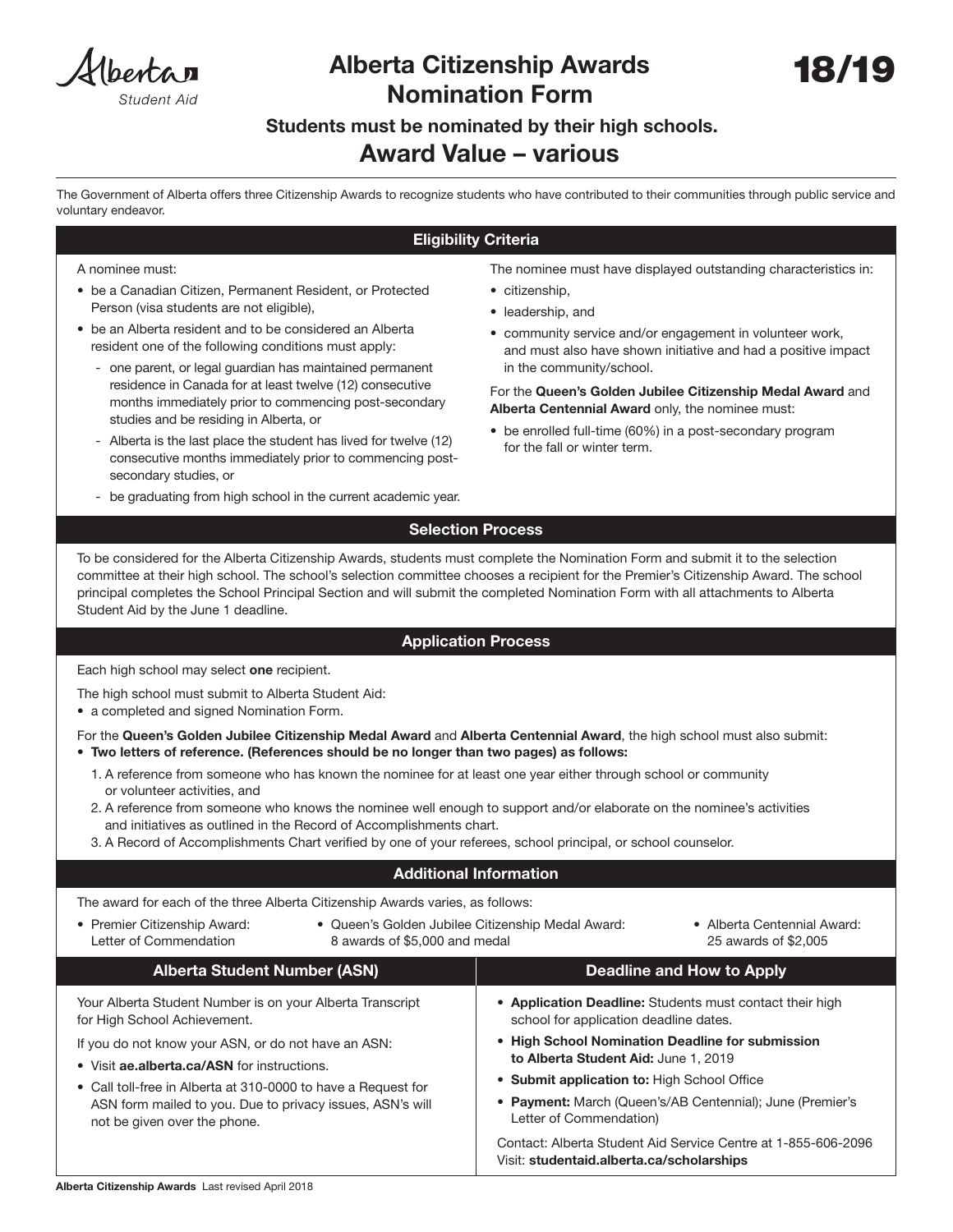Alberta Student Aid

# Alberta Citizenship Awards Nomination Form

**18/19**

**Students must be nominated by their high schools.**

## Award Value – various

The Government of Alberta offers three Citizenship Awards to recognize students who have contributed to their communities through public service and voluntary endeavor.

## Eligibility Criteria

A nominee must:

- be a Canadian Citizen, Permanent Resident, or Protected Person (visa students are not eligible),
- be an Alberta resident and to be considered an Alberta resident one of the following conditions must apply:
  - one parent, or legal guardian has maintained permanent residence in Canada for at least twelve (12) consecutive months immediately prior to commencing post-secondary studies and be residing in Alberta, or
  - Alberta is the last place the student has lived for twelve (12) consecutive months immediately prior to commencing post-secondary studies, or
  - be graduating from high school in the current academic year.

The nominee must have displayed outstanding characteristics in:

- citizenship,
- leadership, and
- community service and/or engagement in volunteer work, and must also have shown initiative and had a positive impact in the community/school.

For the **Queen's Golden Jubilee Citizenship Medal Award** and **Alberta Centennial Award** only, the nominee must:

- be enrolled full-time (60%) in a post-secondary program for the fall or winter term.

## Selection Process

To be considered for the Alberta Citizenship Awards, students must complete the Nomination Form and submit it to the selection committee at their high school. The school's selection committee chooses a recipient for the Premier's Citizenship Award. The school principal completes the School Principal Section and will submit the completed Nomination Form with all attachments to Alberta Student Aid by the June 1 deadline.

## Application Process

Each high school may select **one** recipient.

The high school must submit to Alberta Student Aid:

- a completed and signed Nomination Form.

For the **Queen's Golden Jubilee Citizenship Medal Award** and **Alberta Centennial Award**, the high school must also submit:

- **Two letters of reference. (References should be no longer than two pages) as follows:**

1. A reference from someone who has known the nominee for at least one year either through school or community or volunteer activities, and
2. A reference from someone who knows the nominee well enough to support and/or elaborate on the nominee's activities and initiatives as outlined in the Record of Accomplishments chart.
3. A Record of Accomplishments Chart verified by one of your referees, school principal, or school counselor.

## Additional Information

The award for each of the three Alberta Citizenship Awards varies, as follows:

- Premier Citizenship Award: Letter of Commendation
- Queen's Golden Jubilee Citizenship Medal Award: 8 awards of $5,000 and medal
- Alberta Centennial Award: 25 awards of $2,005

## Alberta Student Number (ASN)

Your Alberta Student Number is on your Alberta Transcript for High School Achievement.

If you do not know your ASN, or do not have an ASN:

- Visit **ae.alberta.ca/ASN** for instructions.
- Call toll-free in Alberta at 310-0000 to have a Request for ASN form mailed to you. Due to privacy issues, ASN's will not be given over the phone.

## Deadline and How to Apply

- **Application Deadline:** Students must contact their high school for application deadline dates.
- **High School Nomination Deadline for submission to Alberta Student Aid:** June 1, 2019
- **Submit application to:** High School Office
- **Payment:** March (Queen's/AB Centennial); June (Premier's Letter of Commendation)

Contact: Alberta Student Aid Service Centre at 1-855-606-2096
Visit: **studentaid.alberta.ca/scholarships**

**Alberta Citizenship Awards** Last revised April 2018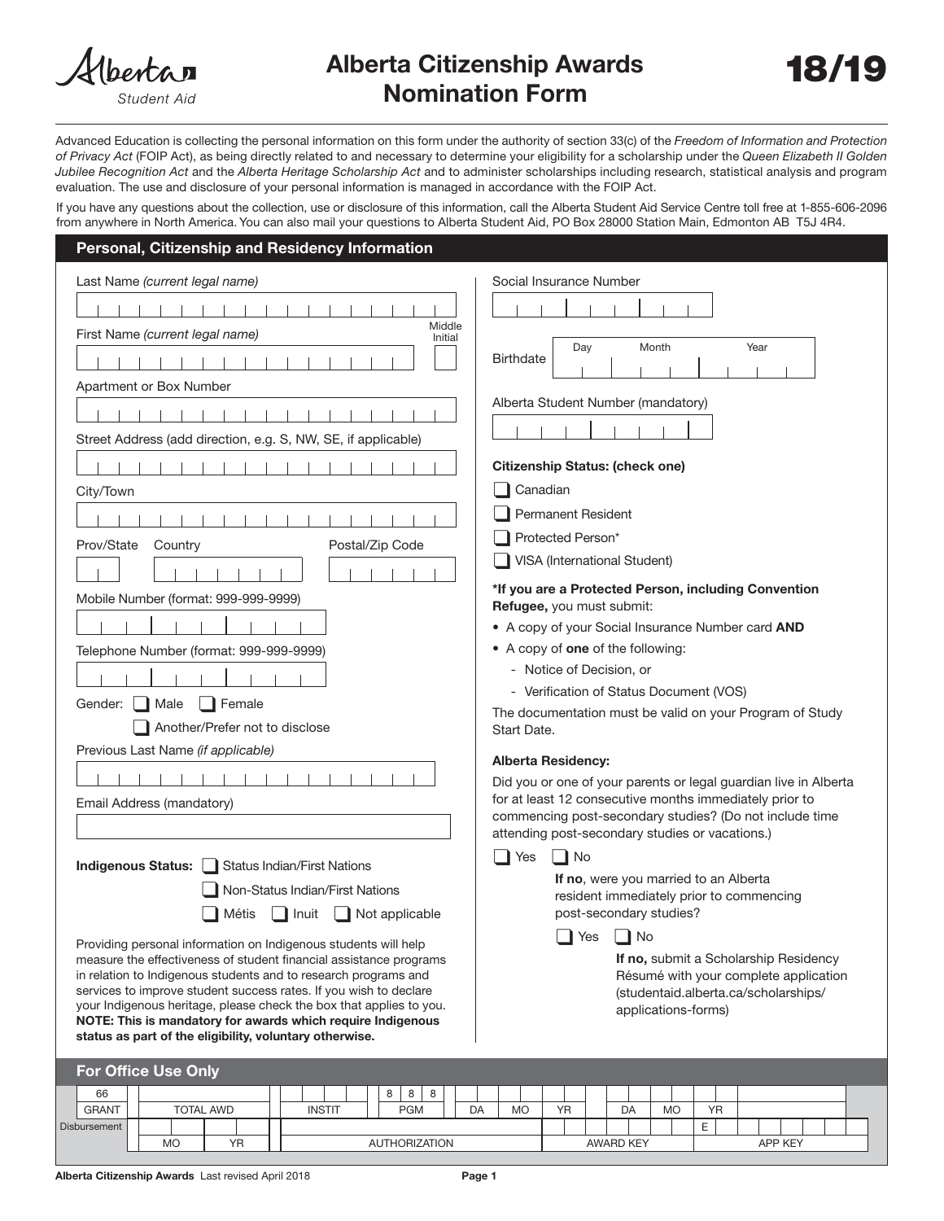Alberta Student Aid

# Alberta Citizenship Awards Nomination Form

**18/19**

Advanced Education is collecting the personal information on this form under the authority of section 33(c) of the *Freedom of Information and Protection of Privacy Act* (FOIP Act), as being directly related to and necessary to determine your eligibility for a scholarship under the *Queen Elizabeth II Golden Jubilee Recognition Act* and the *Alberta Heritage Scholarship Act* and to administer scholarships including research, statistical analysis and program evaluation. The use and disclosure of your personal information is managed in accordance with the FOIP Act.

If you have any questions about the collection, use or disclosure of this information, call the Alberta Student Aid Service Centre toll free at 1-855-606-2096 from anywhere in North America. You can also mail your questions to Alberta Student Aid, PO Box 28000 Station Main, Edmonton AB T5J 4R4.

## Personal, Citizenship and Residency Information

Last Name *(current legal name)*

First Name *(current legal name)* Middle Initial

Apartment or Box Number

Street Address (add direction, e.g. S, NW, SE, if applicable)

City/Town

Prov/State Country Postal/Zip Code

Mobile Number (format: 999-999-9999)

Telephone Number (format: 999-999-9999)

Gender: ☐ Male ☐ Female ☐ Another/Prefer not to disclose

Previous Last Name *(if applicable)*

Email Address (mandatory)

**Indigenous Status:** ☐ Status Indian/First Nations ☐ Non-Status Indian/First Nations ☐ Métis ☐ Inuit ☐ Not applicable

Providing personal information on Indigenous students will help measure the effectiveness of student financial assistance programs in relation to Indigenous students and to research programs and services to improve student success rates. If you wish to declare your Indigenous heritage, please check the box that applies to you. **NOTE: This is mandatory for awards which require Indigenous status as part of the eligibility, voluntary otherwise.**

Social Insurance Number

Birthdate Day Month Year

Alberta Student Number (mandatory)

**Citizenship Status: (check one)**

☐ Canadian
☐ Permanent Resident
☐ Protected Person*
☐ VISA (International Student)

**\*If you are a Protected Person, including Convention Refugee,** you must submit:

- A copy of your Social Insurance Number card **AND**
- A copy of **one** of the following:
  - Notice of Decision, or
  - Verification of Status Document (VOS)

The documentation must be valid on your Program of Study Start Date.

**Alberta Residency:**

Did you or one of your parents or legal guardian live in Alberta for at least 12 consecutive months immediately prior to commencing post-secondary studies? (Do not include time attending post-secondary studies or vacations.)

☐ Yes ☐ No

**If no**, were you married to an Alberta resident immediately prior to commencing post-secondary studies?

☐ Yes ☐ No

**If no,** submit a Scholarship Residency Résumé with your complete application (studentaid.alberta.ca/scholarships/applications-forms)

## For Office Use Only

| 66 | | | 8 8 8 | | | | | | | |
|---|---|---|---|---|---|---|---|---|---|---|
| GRANT | TOTAL AWD | INSTIT | PGM | DA | MO | YR | DA | MO | YR | |
| Disbursement | MO | YR | AUTHORIZATION | | | AWARD KEY | | | E | APP KEY |

Alberta Citizenship Awards Last revised April 2018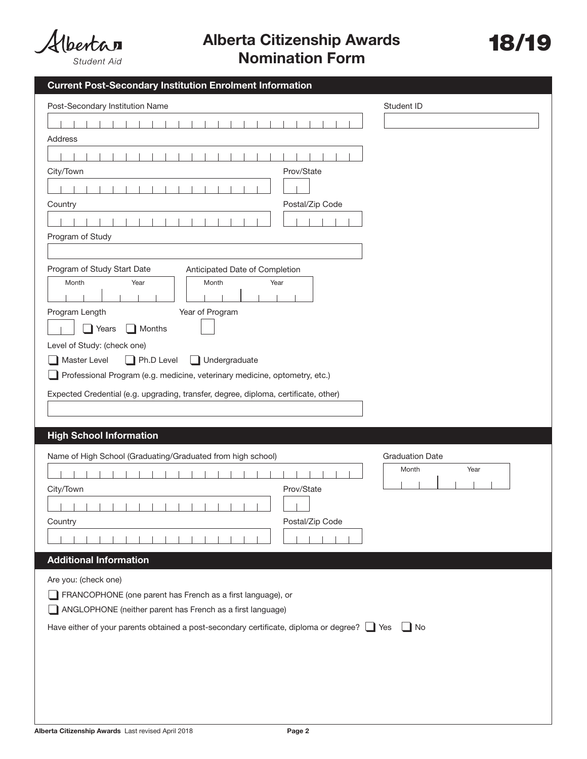# Alberta Citizenship Awards Nomination Form

Alberta Student Aid

**18/19**

## Current Post-Secondary Institution Enrolment Information

Post-Secondary Institution Name

Student ID

Address

City/Town

Prov/State

Country

Postal/Zip Code

Program of Study

Program of Study Start Date (Month / Year)

Anticipated Date of Completion (Month / Year)

Program Length ❑ Years ❑ Months

Year of Program

Level of Study: (check one)

❑ Master Level ❑ Ph.D Level ❑ Undergraduate

❑ Professional Program (e.g. medicine, veterinary medicine, optometry, etc.)

Expected Credential (e.g. upgrading, transfer, degree, diploma, certificate, other)

## High School Information

Name of High School (Graduating/Graduated from high school)

Graduation Date (Month / Year)

City/Town

Prov/State

Country

Postal/Zip Code

## Additional Information

Are you: (check one)

❑ FRANCOPHONE (one parent has French as a first language), or

❑ ANGLOPHONE (neither parent has French as a first language)

Have either of your parents obtained a post-secondary certificate, diploma or degree? ❑ Yes ❑ No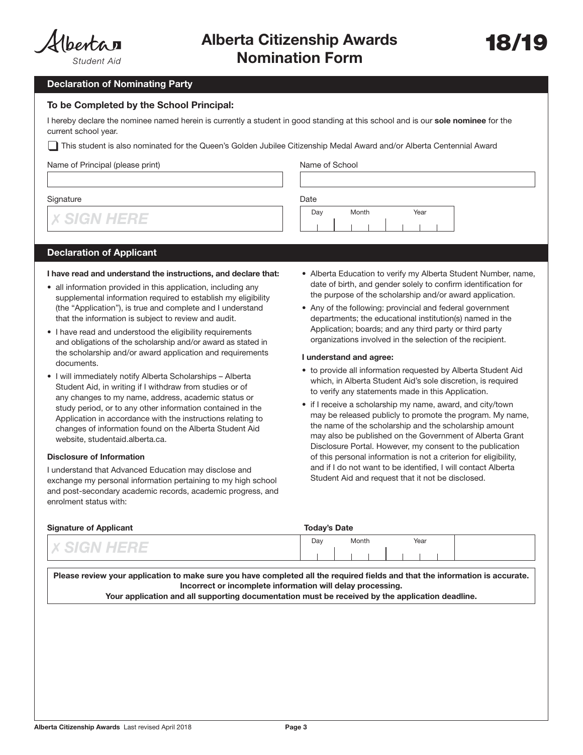# Alberta Citizenship Awards Nomination Form

Alberta Student Aid

**18/19**

## Declaration of Nominating Party

### To be Completed by the School Principal:

I hereby declare the nominee named herein is currently a student in good standing at this school and is our **sole nominee** for the current school year.

☐ This student is also nominated for the Queen's Golden Jubilee Citizenship Medal Award and/or Alberta Centennial Award

Name of Principal (please print)

Name of School

Signature

✗ SIGN HERE

Date

Day Month Year

## Declaration of Applicant

**I have read and understand the instructions, and declare that:**

- all information provided in this application, including any supplemental information required to establish my eligibility (the "Application"), is true and complete and I understand that the information is subject to review and audit.
- I have read and understood the eligibility requirements and obligations of the scholarship and/or award as stated in the scholarship and/or award application and requirements documents.
- I will immediately notify Alberta Scholarships – Alberta Student Aid, in writing if I withdraw from studies or of any changes to my name, address, academic status or study period, or to any other information contained in the Application in accordance with the instructions relating to changes of information found on the Alberta Student Aid website, studentaid.alberta.ca.

**Disclosure of Information**

I understand that Advanced Education may disclose and exchange my personal information pertaining to my high school and post-secondary academic records, academic progress, and enrolment status with:

- Alberta Education to verify my Alberta Student Number, name, date of birth, and gender solely to confirm identification for the purpose of the scholarship and/or award application.
- Any of the following: provincial and federal government departments; the educational institution(s) named in the Application; boards; and any third party or third party organizations involved in the selection of the recipient.

**I understand and agree:**

- to provide all information requested by Alberta Student Aid which, in Alberta Student Aid's sole discretion, is required to verify any statements made in this Application.
- if I receive a scholarship my name, award, and city/town may be released publicly to promote the program. My name, the name of the scholarship and the scholarship amount may also be published on the Government of Alberta Grant Disclosure Portal. However, my consent to the publication of this personal information is not a criterion for eligibility, and if I do not want to be identified, I will contact Alberta Student Aid and request that it not be disclosed.

**Signature of Applicant**

✗ SIGN HERE

**Today's Date**

Day Month Year

**Please review your application to make sure you have completed all the required fields and that the information is accurate. Incorrect or incomplete information will delay processing.**

**Your application and all supporting documentation must be received by the application deadline.**